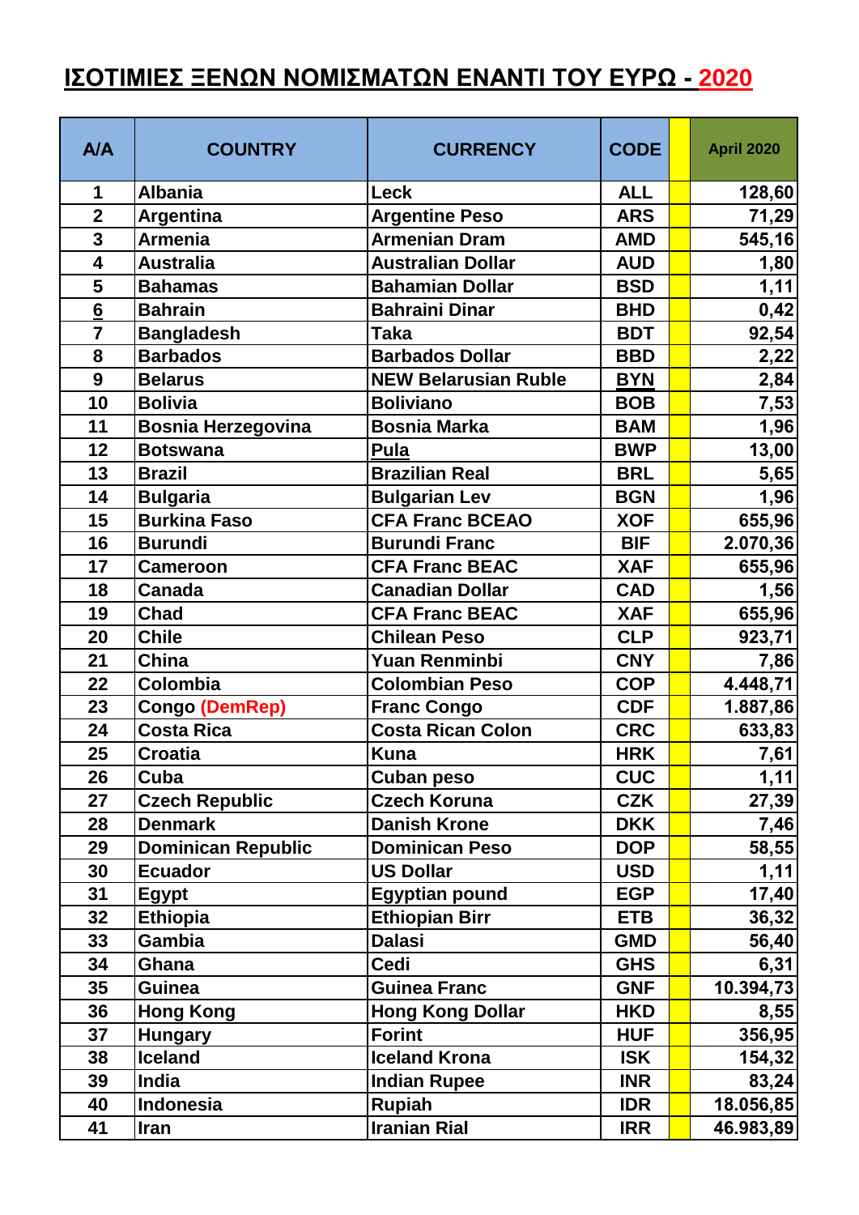# ΙΣΟΤΙΜΙΕΣ ΞΕΝΩΝ ΝΟΜΙΣΜΑΤΩΝ ΕΝΑΝΤΙ ΤΟΥ ΕΥΡΩ - 2020

| A/A | COUNTRY | CURRENCY | CODE | | April 2020 |
|---|---|---|---|---|---|
| 1 | Albania | Leck | ALL | | 128,60 |
| 2 | Argentina | Argentine Peso | ARS | | 71,29 |
| 3 | Armenia | Armenian Dram | AMD | | 545,16 |
| 4 | Australia | Australian Dollar | AUD | | 1,80 |
| 5 | Bahamas | Bahamian Dollar | BSD | | 1,11 |
| 6 | Bahrain | Bahraini Dinar | BHD | | 0,42 |
| 7 | Bangladesh | Taka | BDT | | 92,54 |
| 8 | Barbados | Barbados Dollar | BBD | | 2,22 |
| 9 | Belarus | NEW Belarusian Ruble | BYN | | 2,84 |
| 10 | Bolivia | Boliviano | BOB | | 7,53 |
| 11 | Bosnia Herzegovina | Bosnia Marka | BAM | | 1,96 |
| 12 | Botswana | Pula | BWP | | 13,00 |
| 13 | Brazil | Brazilian Real | BRL | | 5,65 |
| 14 | Bulgaria | Bulgarian Lev | BGN | | 1,96 |
| 15 | Burkina Faso | CFA Franc BCEAO | XOF | | 655,96 |
| 16 | Burundi | Burundi Franc | BIF | | 2.070,36 |
| 17 | Cameroon | CFA Franc BEAC | XAF | | 655,96 |
| 18 | Canada | Canadian Dollar | CAD | | 1,56 |
| 19 | Chad | CFA Franc BEAC | XAF | | 655,96 |
| 20 | Chile | Chilean Peso | CLP | | 923,71 |
| 21 | China | Yuan Renminbi | CNY | | 7,86 |
| 22 | Colombia | Colombian Peso | COP | | 4.448,71 |
| 23 | Congo (DemRep) | Franc Congo | CDF | | 1.887,86 |
| 24 | Costa Rica | Costa Rican Colon | CRC | | 633,83 |
| 25 | Croatia | Kuna | HRK | | 7,61 |
| 26 | Cuba | Cuban peso | CUC | | 1,11 |
| 27 | Czech Republic | Czech Koruna | CZK | | 27,39 |
| 28 | Denmark | Danish Krone | DKK | | 7,46 |
| 29 | Dominican Republic | Dominican Peso | DOP | | 58,55 |
| 30 | Ecuador | US Dollar | USD | | 1,11 |
| 31 | Egypt | Egyptian pound | EGP | | 17,40 |
| 32 | Ethiopia | Ethiopian Birr | ETB | | 36,32 |
| 33 | Gambia | Dalasi | GMD | | 56,40 |
| 34 | Ghana | Cedi | GHS | | 6,31 |
| 35 | Guinea | Guinea Franc | GNF | | 10.394,73 |
| 36 | Hong Kong | Hong Kong Dollar | HKD | | 8,55 |
| 37 | Hungary | Forint | HUF | | 356,95 |
| 38 | Iceland | Iceland Krona | ISK | | 154,32 |
| 39 | India | Indian Rupee | INR | | 83,24 |
| 40 | Indonesia | Rupiah | IDR | | 18.056,85 |
| 41 | Iran | Iranian Rial | IRR | | 46.983,89 |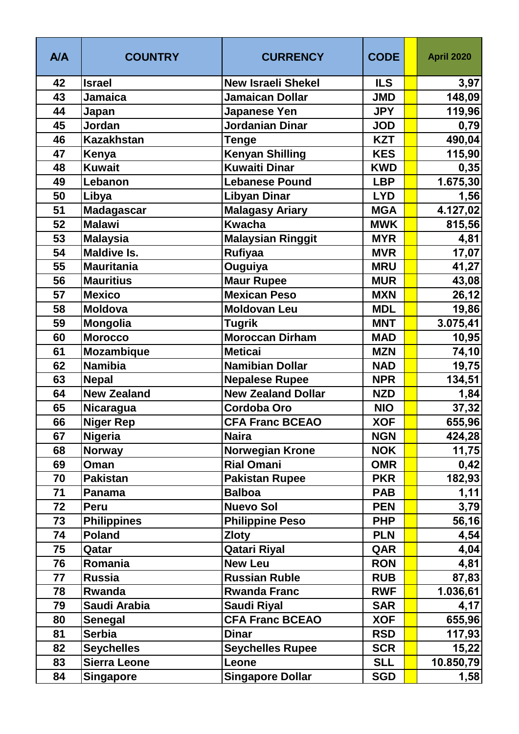| A/A | COUNTRY | CURRENCY | CODE | | April 2020 |
|---|---|---|---|---|---|
| 42 | Israel | New Israeli Shekel | ILS | | 3,97 |
| 43 | Jamaica | Jamaican Dollar | JMD | | 148,09 |
| 44 | Japan | Japanese Yen | JPY | | 119,96 |
| 45 | Jordan | Jordanian Dinar | JOD | | 0,79 |
| 46 | Kazakhstan | Tenge | KZT | | 490,04 |
| 47 | Kenya | Kenyan Shilling | KES | | 115,90 |
| 48 | Kuwait | Kuwaiti Dinar | KWD | | 0,35 |
| 49 | Lebanon | Lebanese Pound | LBP | | 1.675,30 |
| 50 | Libya | Libyan Dinar | LYD | | 1,56 |
| 51 | Madagascar | Malagasy Ariary | MGA | | 4.127,02 |
| 52 | Malawi | Kwacha | MWK | | 815,56 |
| 53 | Malaysia | Malaysian Ringgit | MYR | | 4,81 |
| 54 | Maldive Is. | Rufiyaa | MVR | | 17,07 |
| 55 | Mauritania | Ouguiya | MRU | | 41,27 |
| 56 | Mauritius | Maur Rupee | MUR | | 43,08 |
| 57 | Mexico | Mexican Peso | MXN | | 26,12 |
| 58 | Moldova | Moldovan Leu | MDL | | 19,86 |
| 59 | Mongolia | Tugrik | MNT | | 3.075,41 |
| 60 | Morocco | Moroccan Dirham | MAD | | 10,95 |
| 61 | Mozambique | Meticai | MZN | | 74,10 |
| 62 | Namibia | Namibian Dollar | NAD | | 19,75 |
| 63 | Nepal | Nepalese Rupee | NPR | | 134,51 |
| 64 | New Zealand | New Zealand Dollar | NZD | | 1,84 |
| 65 | Nicaragua | Cordoba Oro | NIO | | 37,32 |
| 66 | Niger Rep | CFA Franc BCEAO | XOF | | 655,96 |
| 67 | Nigeria | Naira | NGN | | 424,28 |
| 68 | Norway | Norwegian Krone | NOK | | 11,75 |
| 69 | Oman | Rial Omani | OMR | | 0,42 |
| 70 | Pakistan | Pakistan Rupee | PKR | | 182,93 |
| 71 | Panama | Balboa | PAB | | 1,11 |
| 72 | Peru | Nuevo Sol | PEN | | 3,79 |
| 73 | Philippines | Philippine Peso | PHP | | 56,16 |
| 74 | Poland | Zloty | PLN | | 4,54 |
| 75 | Qatar | Qatari Riyal | QAR | | 4,04 |
| 76 | Romania | New Leu | RON | | 4,81 |
| 77 | Russia | Russian Ruble | RUB | | 87,83 |
| 78 | Rwanda | Rwanda Franc | RWF | | 1.036,61 |
| 79 | Saudi Arabia | Saudi Riyal | SAR | | 4,17 |
| 80 | Senegal | CFA Franc BCEAO | XOF | | 655,96 |
| 81 | Serbia | Dinar | RSD | | 117,93 |
| 82 | Seychelles | Seychelles Rupee | SCR | | 15,22 |
| 83 | Sierra Leone | Leone | SLL | | 10.850,79 |
| 84 | Singapore | Singapore Dollar | SGD | | 1,58 |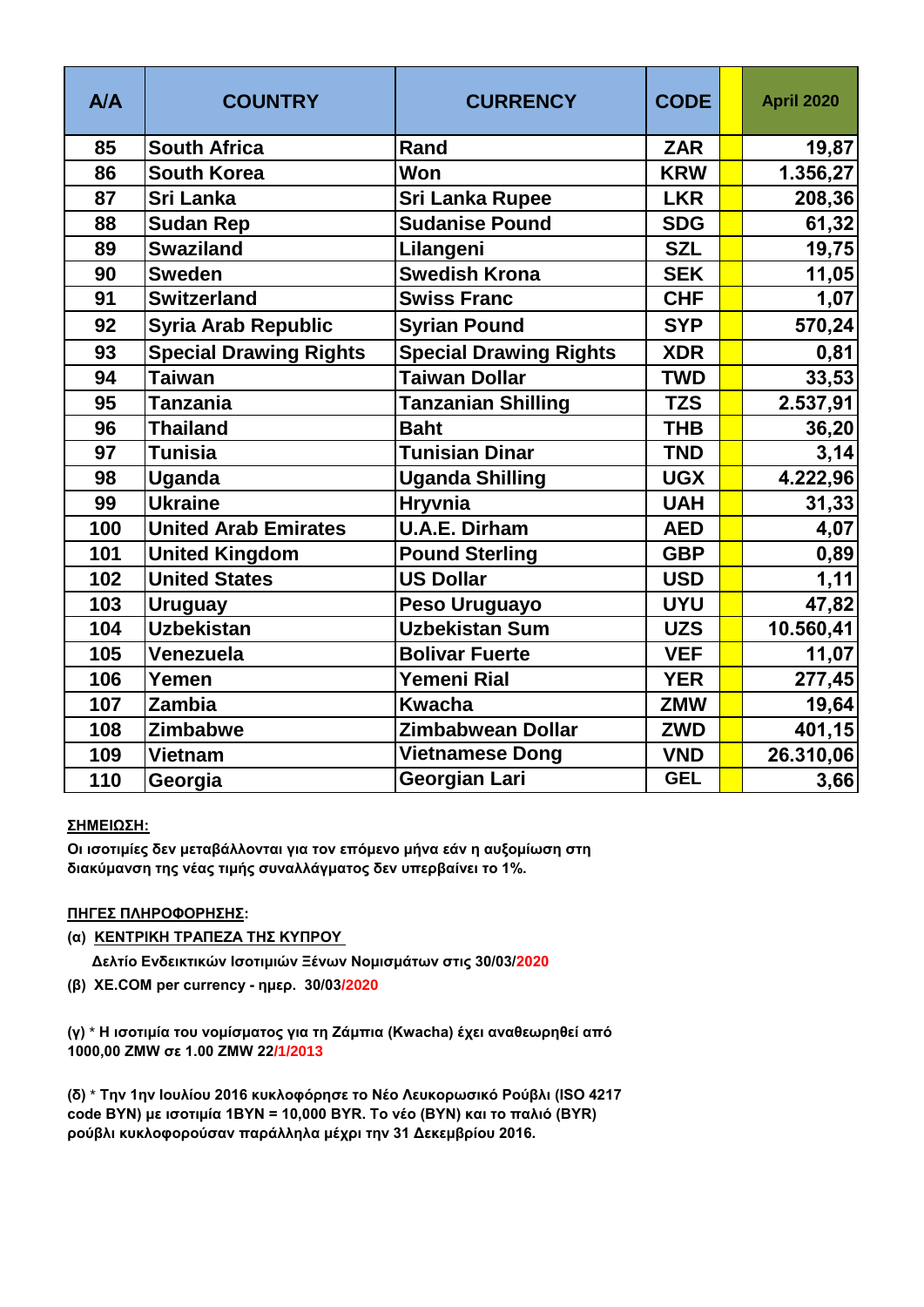| A/A | COUNTRY | CURRENCY | CODE | | April 2020 |
|---|---|---|---|---|---|
| 85 | South Africa | Rand | ZAR | | 19,87 |
| 86 | South Korea | Won | KRW | | 1.356,27 |
| 87 | Sri Lanka | Sri Lanka Rupee | LKR | | 208,36 |
| 88 | Sudan Rep | Sudanise Pound | SDG | | 61,32 |
| 89 | Swaziland | Lilangeni | SZL | | 19,75 |
| 90 | Sweden | Swedish Krona | SEK | | 11,05 |
| 91 | Switzerland | Swiss Franc | CHF | | 1,07 |
| 92 | Syria Arab Republic | Syrian Pound | SYP | | 570,24 |
| 93 | Special Drawing Rights | Special Drawing Rights | XDR | | 0,81 |
| 94 | Taiwan | Taiwan Dollar | TWD | | 33,53 |
| 95 | Tanzania | Tanzanian Shilling | TZS | | 2.537,91 |
| 96 | Thailand | Baht | THB | | 36,20 |
| 97 | Tunisia | Tunisian Dinar | TND | | 3,14 |
| 98 | Uganda | Uganda Shilling | UGX | | 4.222,96 |
| 99 | Ukraine | Hryvnia | UAH | | 31,33 |
| 100 | United Arab Emirates | U.A.E. Dirham | AED | | 4,07 |
| 101 | United Kingdom | Pound Sterling | GBP | | 0,89 |
| 102 | United States | US Dollar | USD | | 1,11 |
| 103 | Uruguay | Peso Uruguayo | UYU | | 47,82 |
| 104 | Uzbekistan | Uzbekistan Sum | UZS | | 10.560,41 |
| 105 | Venezuela | Bolivar Fuerte | VEF | | 11,07 |
| 106 | Yemen | Yemeni Rial | YER | | 277,45 |
| 107 | Zambia | Kwacha | ZMW | | 19,64 |
| 108 | Zimbabwe | Zimbabwean Dollar | ZWD | | 401,15 |
| 109 | Vietnam | Vietnamese Dong | VND | | 26.310,06 |
| 110 | Georgia | Georgian Lari | GEL | | 3,66 |

**ΣΗΜΕΙΩΣΗ:**

Οι ισοτιμίες δεν μεταβάλλονται για τον επόμενο μήνα εάν η αυξομίωση στη διακύμανση της νέας τιμής συναλλάγματος δεν υπερβαίνει το 1%.

**ΠΗΓΕΣ ΠΛΗΡΟΦΟΡΗΣΗΣ:**

(α) ΚΕΝΤΡΙΚΗ ΤΡΑΠΕΖΑ ΤΗΣ ΚΥΠΡΟΥ

Δελτίο Ενδεικτικών Ισοτιμιών Ξένων Νομισμάτων στις 30/03/2020

(β) XE.COM per currency - ημερ. 30/03/2020

(γ) * Η ισοτιμία του νομίσματος για τη Ζάμπια (Kwacha) έχει αναθεωρηθεί από 1000,00 ZMW σε 1.00 ZMW 22/1/2013

(δ) * Την 1ην Ιουλίου 2016 κυκλοφόρησε το Νέο Λευκορωσικό Ρούβλι (ISO 4217 code BYN) με ισοτιμία 1BYN = 10,000 BYR. Το νέο (BYN) και το παλιό (BYR) ρούβλι κυκλοφορούσαν παράλληλα μέχρι την 31 Δεκεμβρίου 2016.